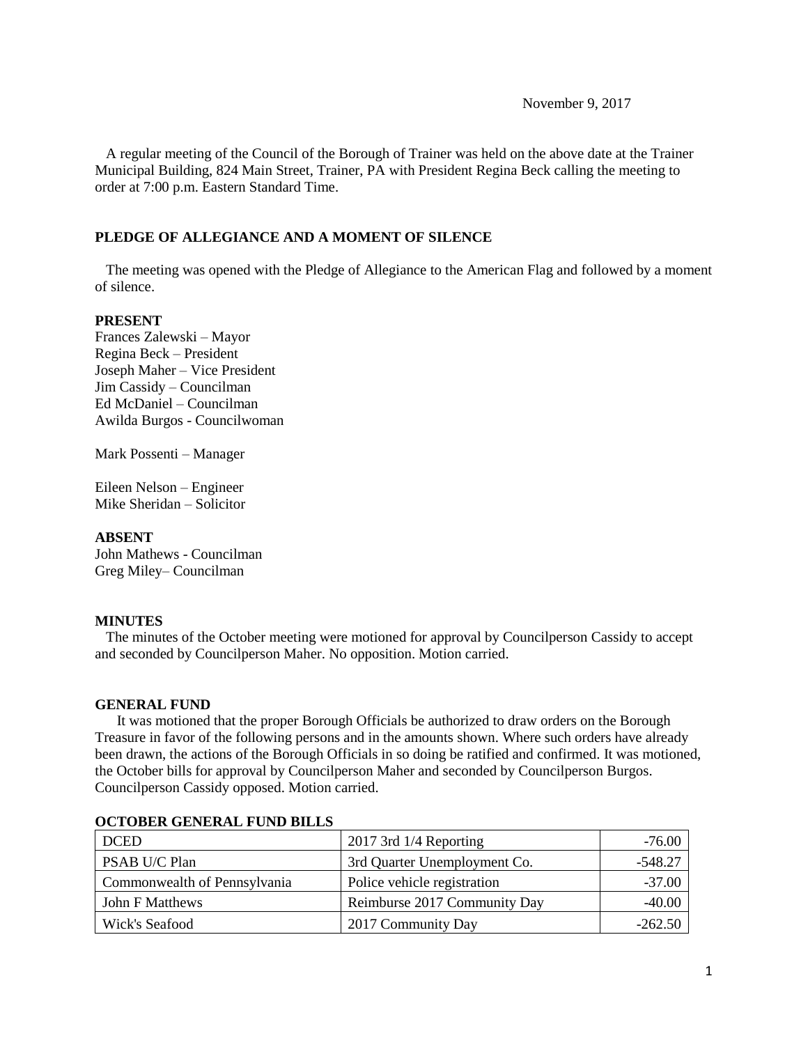November 9, 2017

A regular meeting of the Council of the Borough of Trainer was held on the above date at the Trainer Municipal Building, 824 Main Street, Trainer, PA with President Regina Beck calling the meeting to order at 7:00 p.m. Eastern Standard Time.

**PLEDGE OF ALLEGIANCE AND A MOMENT OF SILENCE**

The meeting was opened with the Pledge of Allegiance to the American Flag and followed by a moment of silence.

**PRESENT**

Frances Zalewski – Mayor
Regina Beck – President
Joseph Maher – Vice President
Jim Cassidy – Councilman
Ed McDaniel – Councilman
Awilda Burgos - Councilwoman

Mark Possenti – Manager

Eileen Nelson – Engineer
Mike Sheridan – Solicitor

**ABSENT**

John Mathews - Councilman
Greg Miley– Councilman

**MINUTES**

The minutes of the October meeting were motioned for approval by Councilperson Cassidy to accept and seconded by Councilperson Maher. No opposition. Motion carried.

**GENERAL FUND**

It was motioned that the proper Borough Officials be authorized to draw orders on the Borough Treasure in favor of the following persons and in the amounts shown. Where such orders have already been drawn, the actions of the Borough Officials in so doing be ratified and confirmed. It was motioned, the October bills for approval by Councilperson Maher and seconded by Councilperson Burgos. Councilperson Cassidy opposed. Motion carried.

**OCTOBER GENERAL FUND BILLS**

| | | |
|---|---|---|
| DCED | 2017 3rd 1/4 Reporting | -76.00 |
| PSAB U/C Plan | 3rd Quarter Unemployment Co. | -548.27 |
| Commonwealth of Pennsylvania | Police vehicle registration | -37.00 |
| John F Matthews | Reimburse 2017 Community Day | -40.00 |
| Wick's Seafood | 2017 Community Day | -262.50 |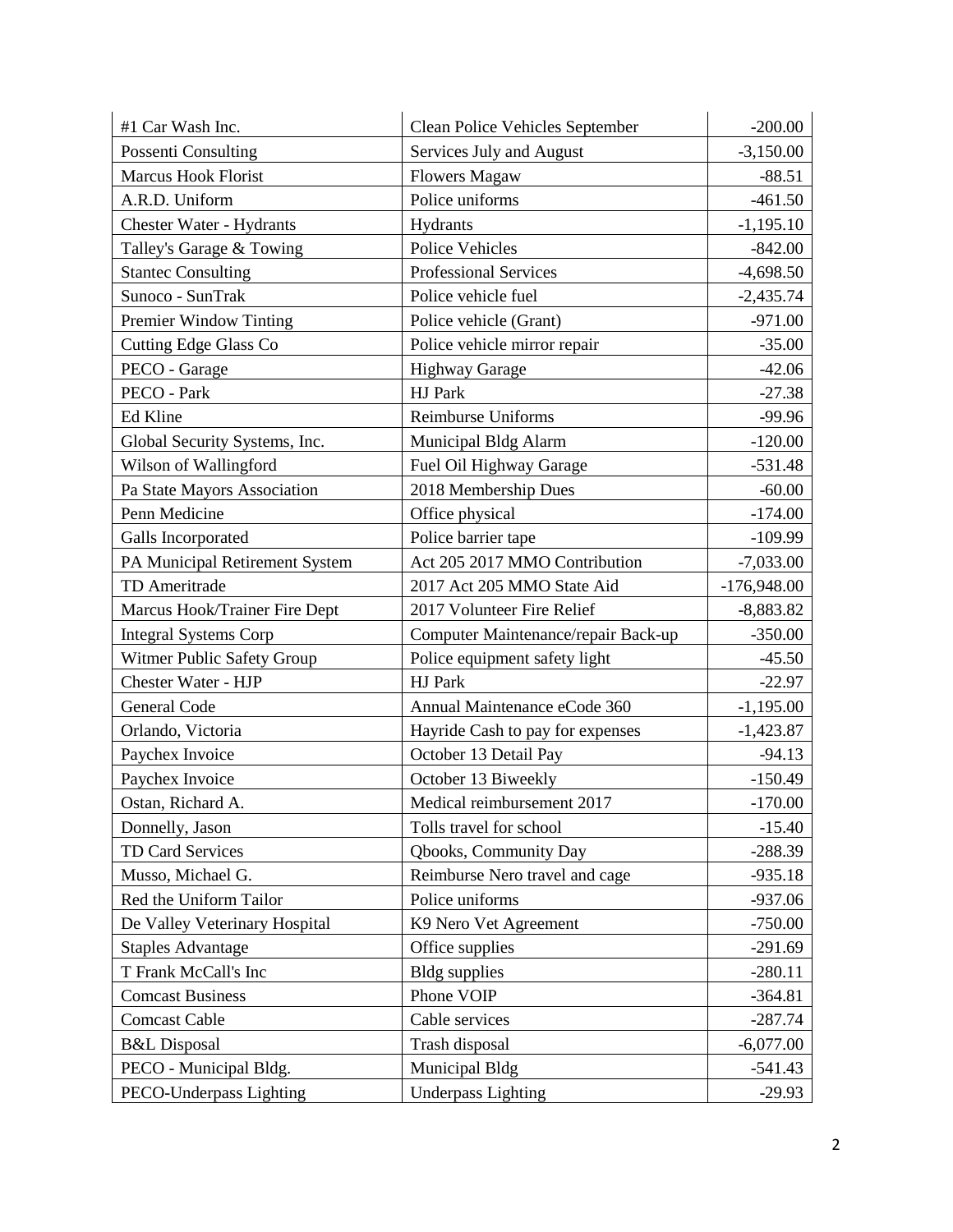| | | |
|---|---|---|
| #1 Car Wash Inc. | Clean Police Vehicles September | -200.00 |
| Possenti Consulting | Services July and August | -3,150.00 |
| Marcus Hook Florist | Flowers Magaw | -88.51 |
| A.R.D. Uniform | Police uniforms | -461.50 |
| Chester Water - Hydrants | Hydrants | -1,195.10 |
| Talley's Garage & Towing | Police Vehicles | -842.00 |
| Stantec Consulting | Professional Services | -4,698.50 |
| Sunoco - SunTrak | Police vehicle fuel | -2,435.74 |
| Premier Window Tinting | Police vehicle (Grant) | -971.00 |
| Cutting Edge Glass Co | Police vehicle mirror repair | -35.00 |
| PECO - Garage | Highway Garage | -42.06 |
| PECO - Park | HJ Park | -27.38 |
| Ed Kline | Reimburse Uniforms | -99.96 |
| Global Security Systems, Inc. | Municipal Bldg Alarm | -120.00 |
| Wilson of Wallingford | Fuel Oil Highway Garage | -531.48 |
| Pa State Mayors Association | 2018 Membership Dues | -60.00 |
| Penn Medicine | Office physical | -174.00 |
| Galls Incorporated | Police barrier tape | -109.99 |
| PA Municipal Retirement System | Act 205 2017 MMO Contribution | -7,033.00 |
| TD Ameritrade | 2017 Act 205 MMO State Aid | -176,948.00 |
| Marcus Hook/Trainer Fire Dept | 2017 Volunteer Fire Relief | -8,883.82 |
| Integral Systems Corp | Computer Maintenance/repair Back-up | -350.00 |
| Witmer Public Safety Group | Police equipment safety light | -45.50 |
| Chester Water - HJP | HJ Park | -22.97 |
| General Code | Annual Maintenance eCode 360 | -1,195.00 |
| Orlando, Victoria | Hayride Cash to pay for expenses | -1,423.87 |
| Paychex Invoice | October 13 Detail Pay | -94.13 |
| Paychex Invoice | October 13 Biweekly | -150.49 |
| Ostan, Richard A. | Medical reimbursement 2017 | -170.00 |
| Donnelly, Jason | Tolls travel for school | -15.40 |
| TD Card Services | Qbooks, Community Day | -288.39 |
| Musso, Michael G. | Reimburse Nero travel and cage | -935.18 |
| Red the Uniform Tailor | Police uniforms | -937.06 |
| De Valley Veterinary Hospital | K9 Nero Vet Agreement | -750.00 |
| Staples Advantage | Office supplies | -291.69 |
| T Frank McCall's Inc | Bldg supplies | -280.11 |
| Comcast Business | Phone VOIP | -364.81 |
| Comcast Cable | Cable services | -287.74 |
| B&L Disposal | Trash disposal | -6,077.00 |
| PECO - Municipal Bldg. | Municipal Bldg | -541.43 |
| PECO-Underpass Lighting | Underpass Lighting | -29.93 |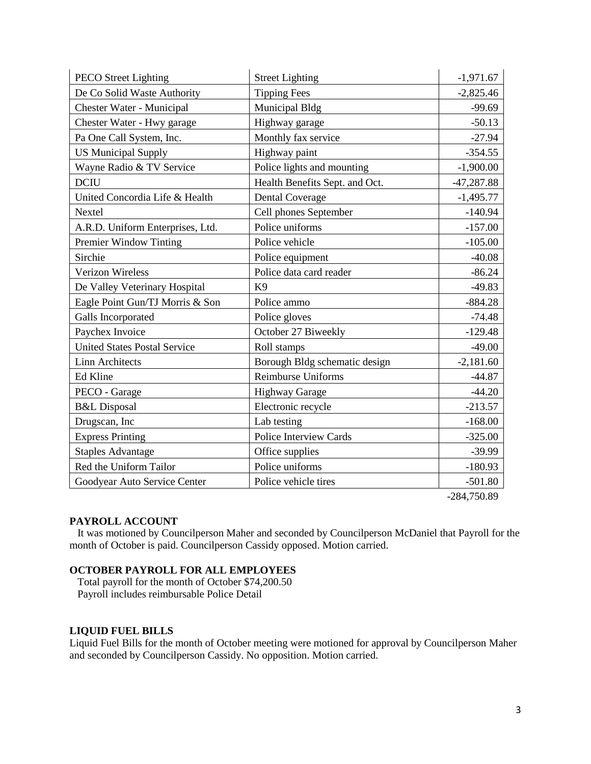| | | |
|---|---|---|
| PECO Street Lighting | Street Lighting | -1,971.67 |
| De Co Solid Waste Authority | Tipping Fees | -2,825.46 |
| Chester Water - Municipal | Municipal Bldg | -99.69 |
| Chester Water - Hwy garage | Highway garage | -50.13 |
| Pa One Call System, Inc. | Monthly fax service | -27.94 |
| US Municipal Supply | Highway paint | -354.55 |
| Wayne Radio & TV Service | Police lights and mounting | -1,900.00 |
| DCIU | Health Benefits Sept. and Oct. | -47,287.88 |
| United Concordia Life & Health | Dental Coverage | -1,495.77 |
| Nextel | Cell phones September | -140.94 |
| A.R.D. Uniform Enterprises, Ltd. | Police uniforms | -157.00 |
| Premier Window Tinting | Police vehicle | -105.00 |
| Sirchie | Police equipment | -40.08 |
| Verizon Wireless | Police data card reader | -86.24 |
| De Valley Veterinary Hospital | K9 | -49.83 |
| Eagle Point Gun/TJ Morris & Son | Police ammo | -884.28 |
| Galls Incorporated | Police gloves | -74.48 |
| Paychex Invoice | October 27 Biweekly | -129.48 |
| United States Postal Service | Roll stamps | -49.00 |
| Linn Architects | Borough Bldg schematic design | -2,181.60 |
| Ed Kline | Reimburse Uniforms | -44.87 |
| PECO - Garage | Highway Garage | -44.20 |
| B&L Disposal | Electronic recycle | -213.57 |
| Drugscan, Inc | Lab testing | -168.00 |
| Express Printing | Police Interview Cards | -325.00 |
| Staples Advantage | Office supplies | -39.99 |
| Red the Uniform Tailor | Police uniforms | -180.93 |
| Goodyear Auto Service Center | Police vehicle tires | -501.80 |
| | | -284,750.89 |

**PAYROLL ACCOUNT**

It was motioned by Councilperson Maher and seconded by Councilperson McDaniel that Payroll for the month of October is paid. Councilperson Cassidy opposed. Motion carried.

**OCTOBER PAYROLL FOR ALL EMPLOYEES**

Total payroll for the month of October $74,200.50
Payroll includes reimbursable Police Detail

**LIQUID FUEL BILLS**

Liquid Fuel Bills for the month of October meeting were motioned for approval by Councilperson Maher and seconded by Councilperson Cassidy. No opposition. Motion carried.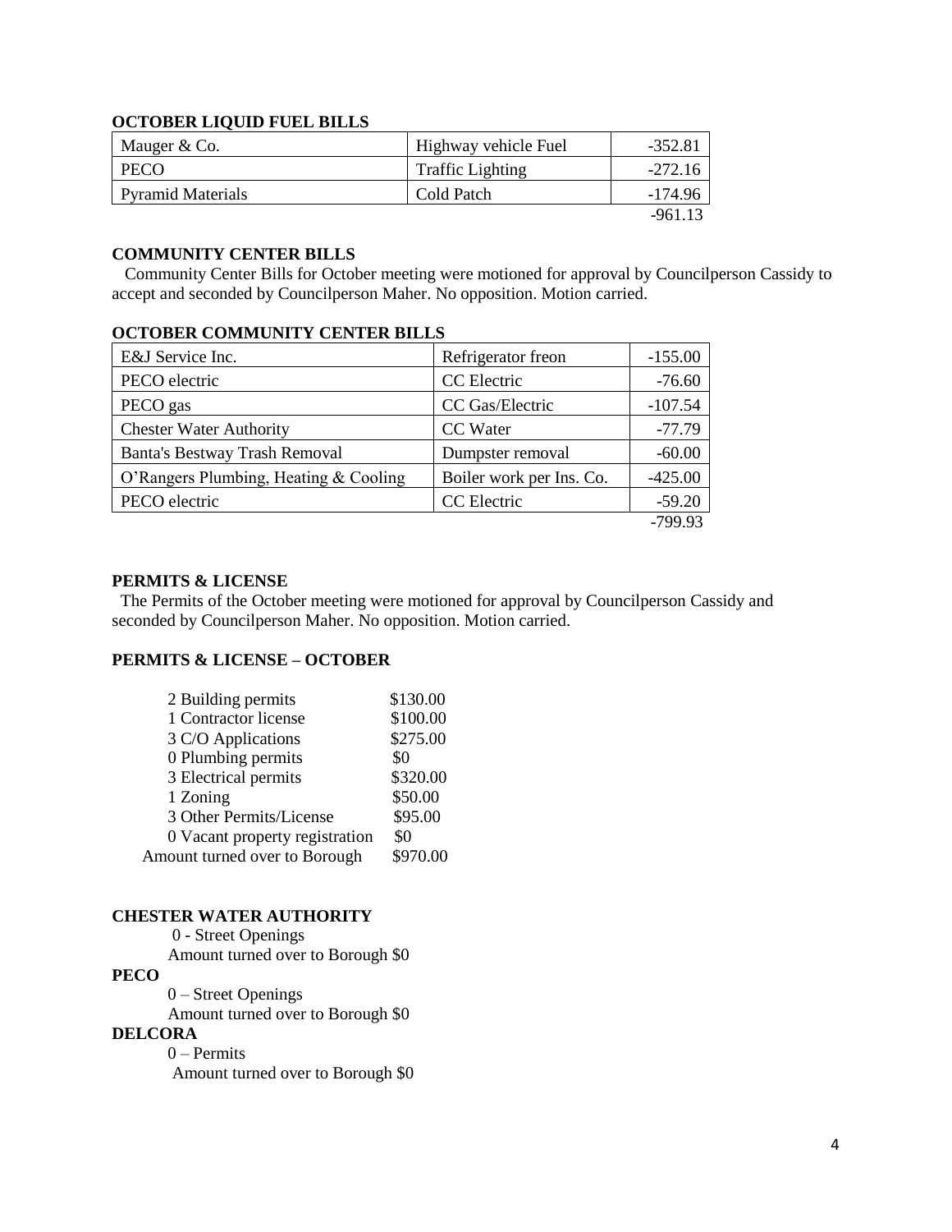### OCTOBER LIQUID FUEL BILLS

| | | |
|---|---|---|
| Mauger & Co. | Highway vehicle Fuel | -352.81 |
| PECO | Traffic Lighting | -272.16 |
| Pyramid Materials | Cold Patch | -174.96 |
| | | -961.13 |

### COMMUNITY CENTER BILLS

Community Center Bills for October meeting were motioned for approval by Councilperson Cassidy to accept and seconded by Councilperson Maher. No opposition. Motion carried.

### OCTOBER COMMUNITY CENTER BILLS

| | | |
|---|---|---|
| E&J Service Inc. | Refrigerator freon | -155.00 |
| PECO electric | CC Electric | -76.60 |
| PECO gas | CC Gas/Electric | -107.54 |
| Chester Water Authority | CC Water | -77.79 |
| Banta's Bestway Trash Removal | Dumpster removal | -60.00 |
| O'Rangers Plumbing, Heating & Cooling | Boiler work per Ins. Co. | -425.00 |
| PECO electric | CC Electric | -59.20 |
| | | -799.93 |

### PERMITS & LICENSE

The Permits of the October meeting were motioned for approval by Councilperson Cassidy and seconded by Councilperson Maher. No opposition. Motion carried.

### PERMITS & LICENSE – OCTOBER

| | |
|---|---|
| 2 Building permits | $130.00 |
| 1 Contractor license | $100.00 |
| 3 C/O Applications | $275.00 |
| 0 Plumbing permits | $0 |
| 3 Electrical permits | $320.00 |
| 1 Zoning | $50.00 |
| 3 Other Permits/License | $95.00 |
| 0 Vacant property registration | $0 |
| Amount turned over to Borough | $970.00 |

**CHESTER WATER AUTHORITY**

0 - Street Openings

Amount turned over to Borough $0

**PECO**

0 – Street Openings

Amount turned over to Borough $0

**DELCORA**

0 – Permits

Amount turned over to Borough $0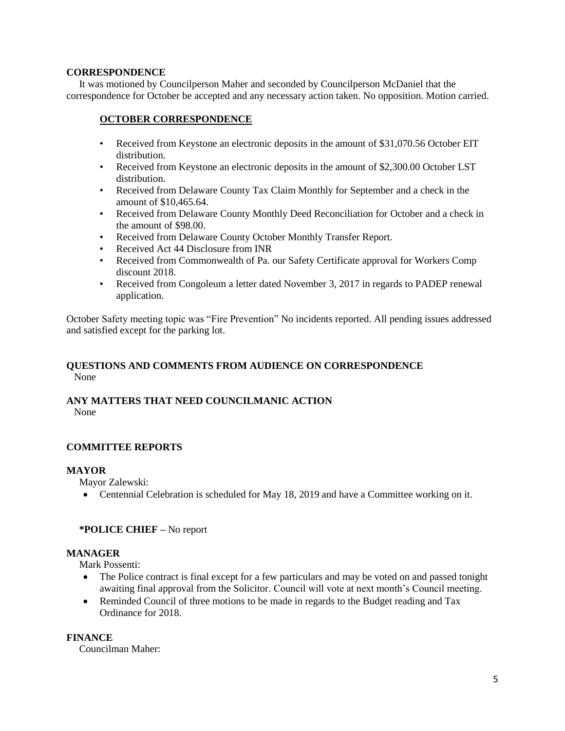**CORRESPONDENCE**

It was motioned by Councilperson Maher and seconded by Councilperson McDaniel that the correspondence for October be accepted and any necessary action taken. No opposition. Motion carried.

**OCTOBER CORRESPONDENCE**

- Received from Keystone an electronic deposits in the amount of $31,070.56 October EIT distribution.
- Received from Keystone an electronic deposits in the amount of $2,300.00 October LST distribution.
- Received from Delaware County Tax Claim Monthly for September and a check in the amount of $10,465.64.
- Received from Delaware County Monthly Deed Reconciliation for October and a check in the amount of $98.00.
- Received from Delaware County October Monthly Transfer Report.
- Received Act 44 Disclosure from INR
- Received from Commonwealth of Pa. our Safety Certificate approval for Workers Comp discount 2018.
- Received from Congoleum a letter dated November 3, 2017 in regards to PADEP renewal application.

October Safety meeting topic was "Fire Prevention" No incidents reported. All pending issues addressed and satisfied except for the parking lot.

**QUESTIONS AND COMMENTS FROM AUDIENCE ON CORRESPONDENCE**

None

**ANY MATTERS THAT NEED COUNCILMANIC ACTION**

None

**COMMITTEE REPORTS**

**MAYOR**

Mayor Zalewski:

- Centennial Celebration is scheduled for May 18, 2019 and have a Committee working on it.

**\*POLICE CHIEF –** No report

**MANAGER**

Mark Possenti:

- The Police contract is final except for a few particulars and may be voted on and passed tonight awaiting final approval from the Solicitor. Council will vote at next month's Council meeting.
- Reminded Council of three motions to be made in regards to the Budget reading and Tax Ordinance for 2018.

**FINANCE**

Councilman Maher: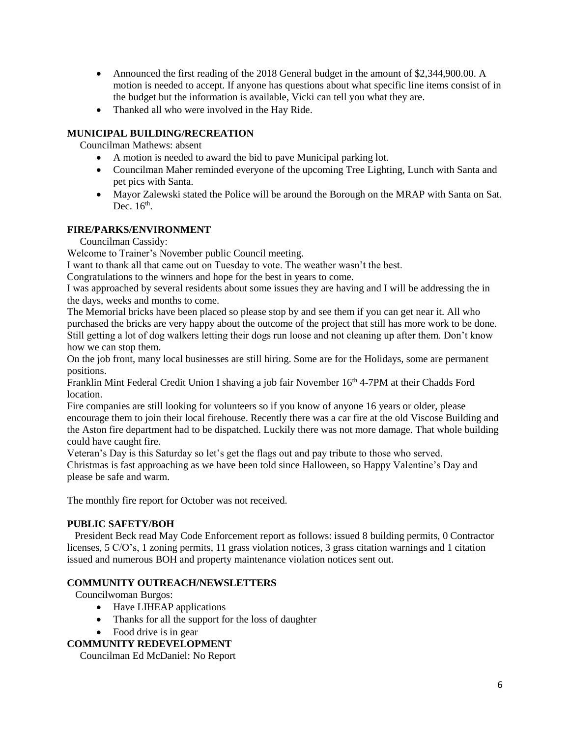- Announced the first reading of the 2018 General budget in the amount of $2,344,900.00. A motion is needed to accept. If anyone has questions about what specific line items consist of in the budget but the information is available, Vicki can tell you what they are.
- Thanked all who were involved in the Hay Ride.

## MUNICIPAL BUILDING/RECREATION

Councilman Mathews: absent

- A motion is needed to award the bid to pave Municipal parking lot.
- Councilman Maher reminded everyone of the upcoming Tree Lighting, Lunch with Santa and pet pics with Santa.
- Mayor Zalewski stated the Police will be around the Borough on the MRAP with Santa on Sat. Dec. 16th.

## FIRE/PARKS/ENVIRONMENT

Councilman Cassidy:

Welcome to Trainer's November public Council meeting.

I want to thank all that came out on Tuesday to vote. The weather wasn't the best.

Congratulations to the winners and hope for the best in years to come.

I was approached by several residents about some issues they are having and I will be addressing the in the days, weeks and months to come.

The Memorial bricks have been placed so please stop by and see them if you can get near it. All who purchased the bricks are very happy about the outcome of the project that still has more work to be done.

Still getting a lot of dog walkers letting their dogs run loose and not cleaning up after them. Don't know how we can stop them.

On the job front, many local businesses are still hiring. Some are for the Holidays, some are permanent positions.

Franklin Mint Federal Credit Union I shaving a job fair November 16th 4-7PM at their Chadds Ford location.

Fire companies are still looking for volunteers so if you know of anyone 16 years or older, please encourage them to join their local firehouse. Recently there was a car fire at the old Viscose Building and the Aston fire department had to be dispatched. Luckily there was not more damage. That whole building could have caught fire.

Veteran's Day is this Saturday so let's get the flags out and pay tribute to those who served.

Christmas is fast approaching as we have been told since Halloween, so Happy Valentine's Day and please be safe and warm.

The monthly fire report for October was not received.

## PUBLIC SAFETY/BOH

President Beck read May Code Enforcement report as follows: issued 8 building permits, 0 Contractor licenses, 5 C/O's, 1 zoning permits, 11 grass violation notices, 3 grass citation warnings and 1 citation issued and numerous BOH and property maintenance violation notices sent out.

## COMMUNITY OUTREACH/NEWSLETTERS

Councilwoman Burgos:

- Have LIHEAP applications
- Thanks for all the support for the loss of daughter
- Food drive is in gear

## COMMUNITY REDEVELOPMENT

Councilman Ed McDaniel: No Report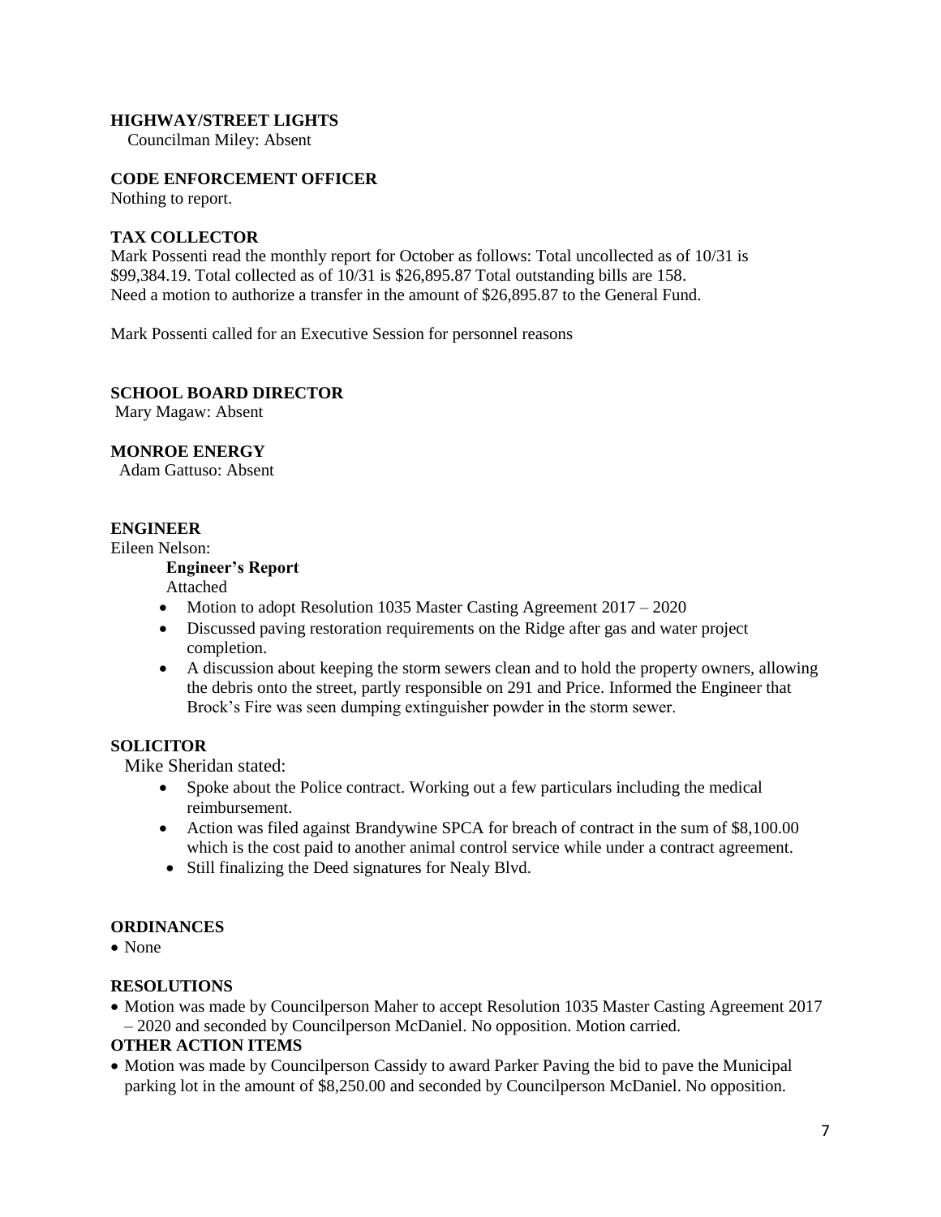**HIGHWAY/STREET LIGHTS**

Councilman Miley: Absent

**CODE ENFORCEMENT OFFICER**

Nothing to report.

**TAX COLLECTOR**

Mark Possenti read the monthly report for October as follows: Total uncollected as of 10/31 is $99,384.19. Total collected as of 10/31 is $26,895.87 Total outstanding bills are 158.
Need a motion to authorize a transfer in the amount of $26,895.87 to the General Fund.

Mark Possenti called for an Executive Session for personnel reasons

**SCHOOL BOARD DIRECTOR**

Mary Magaw: Absent

**MONROE ENERGY**

Adam Gattuso: Absent

**ENGINEER**

Eileen Nelson:

**Engineer's Report**
Attached

- Motion to adopt Resolution 1035 Master Casting Agreement 2017 – 2020
- Discussed paving restoration requirements on the Ridge after gas and water project completion.
- A discussion about keeping the storm sewers clean and to hold the property owners, allowing the debris onto the street, partly responsible on 291 and Price. Informed the Engineer that Brock's Fire was seen dumping extinguisher powder in the storm sewer.

**SOLICITOR**

Mike Sheridan stated:

- Spoke about the Police contract. Working out a few particulars including the medical reimbursement.
- Action was filed against Brandywine SPCA for breach of contract in the sum of $8,100.00 which is the cost paid to another animal control service while under a contract agreement.
- Still finalizing the Deed signatures for Nealy Blvd.

**ORDINANCES**

- None

**RESOLUTIONS**

- Motion was made by Councilperson Maher to accept Resolution 1035 Master Casting Agreement 2017 – 2020 and seconded by Councilperson McDaniel. No opposition. Motion carried.

**OTHER ACTION ITEMS**

- Motion was made by Councilperson Cassidy to award Parker Paving the bid to pave the Municipal parking lot in the amount of $8,250.00 and seconded by Councilperson McDaniel. No opposition.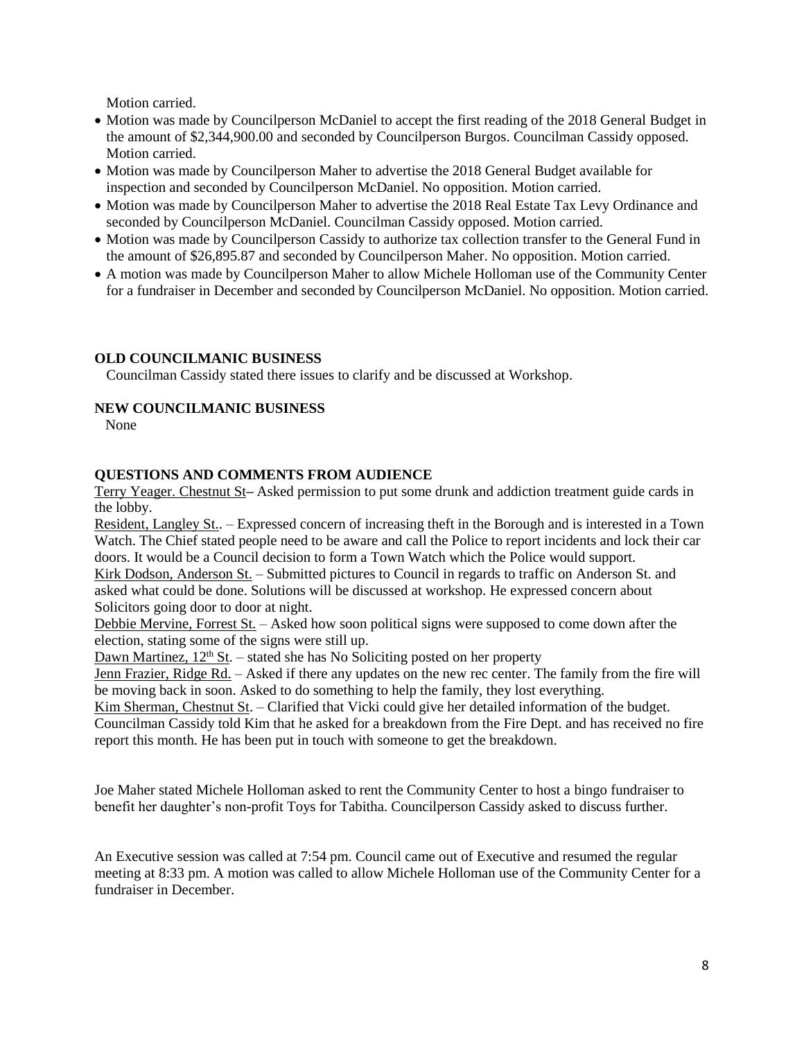Motion carried.

- Motion was made by Councilperson McDaniel to accept the first reading of the 2018 General Budget in the amount of $2,344,900.00 and seconded by Councilperson Burgos. Councilman Cassidy opposed. Motion carried.
- Motion was made by Councilperson Maher to advertise the 2018 General Budget available for inspection and seconded by Councilperson McDaniel. No opposition. Motion carried.
- Motion was made by Councilperson Maher to advertise the 2018 Real Estate Tax Levy Ordinance and seconded by Councilperson McDaniel. Councilman Cassidy opposed. Motion carried.
- Motion was made by Councilperson Cassidy to authorize tax collection transfer to the General Fund in the amount of $26,895.87 and seconded by Councilperson Maher. No opposition. Motion carried.
- A motion was made by Councilperson Maher to allow Michele Holloman use of the Community Center for a fundraiser in December and seconded by Councilperson McDaniel. No opposition. Motion carried.

**OLD COUNCILMANIC BUSINESS**

Councilman Cassidy stated there issues to clarify and be discussed at Workshop.

**NEW COUNCILMANIC BUSINESS**

None

**QUESTIONS AND COMMENTS FROM AUDIENCE**

Terry Yeager. Chestnut St– Asked permission to put some drunk and addiction treatment guide cards in the lobby.

Resident, Langley St.. – Expressed concern of increasing theft in the Borough and is interested in a Town Watch. The Chief stated people need to be aware and call the Police to report incidents and lock their car doors. It would be a Council decision to form a Town Watch which the Police would support.

Kirk Dodson, Anderson St. – Submitted pictures to Council in regards to traffic on Anderson St. and asked what could be done. Solutions will be discussed at workshop. He expressed concern about Solicitors going door to door at night.

Debbie Mervine, Forrest St. – Asked how soon political signs were supposed to come down after the election, stating some of the signs were still up.

Dawn Martinez, 12th St. – stated she has No Soliciting posted on her property

Jenn Frazier, Ridge Rd. – Asked if there any updates on the new rec center. The family from the fire will be moving back in soon. Asked to do something to help the family, they lost everything.

Kim Sherman, Chestnut St. – Clarified that Vicki could give her detailed information of the budget. Councilman Cassidy told Kim that he asked for a breakdown from the Fire Dept. and has received no fire report this month. He has been put in touch with someone to get the breakdown.

Joe Maher stated Michele Holloman asked to rent the Community Center to host a bingo fundraiser to benefit her daughter's non-profit Toys for Tabitha. Councilperson Cassidy asked to discuss further.

An Executive session was called at 7:54 pm. Council came out of Executive and resumed the regular meeting at 8:33 pm. A motion was called to allow Michele Holloman use of the Community Center for a fundraiser in December.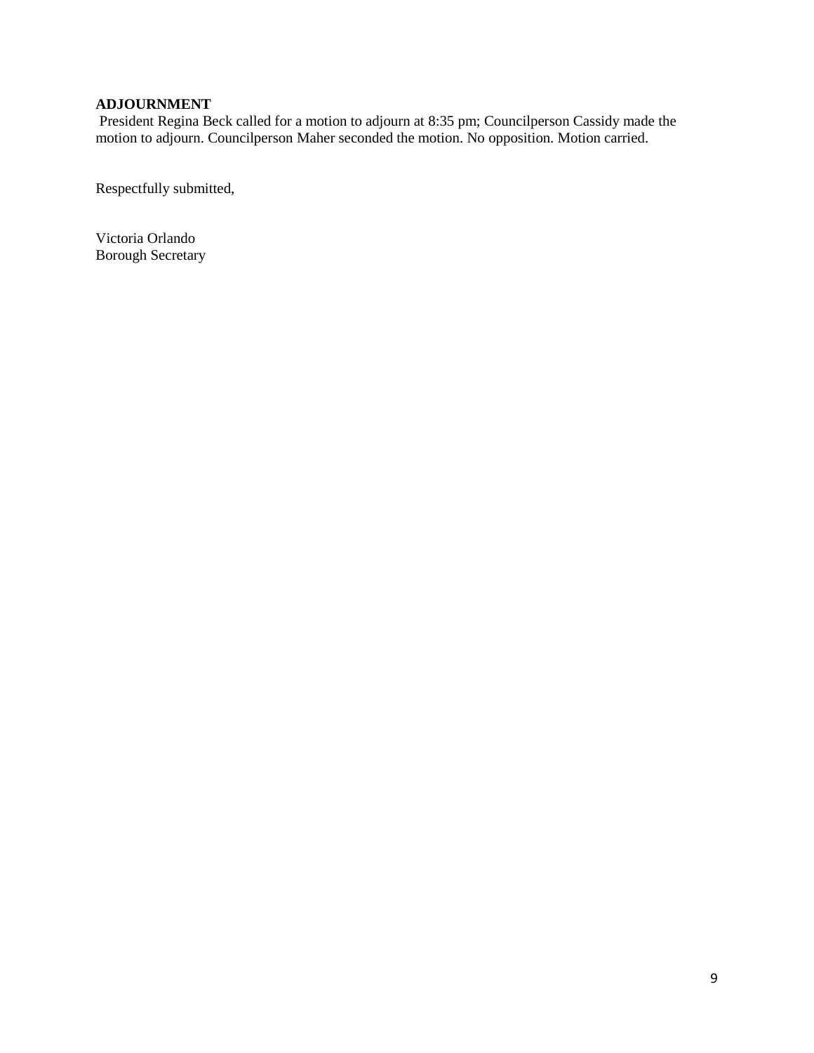**ADJOURNMENT**

President Regina Beck called for a motion to adjourn at 8:35 pm; Councilperson Cassidy made the motion to adjourn. Councilperson Maher seconded the motion. No opposition. Motion carried.

Respectfully submitted,

Victoria Orlando
Borough Secretary